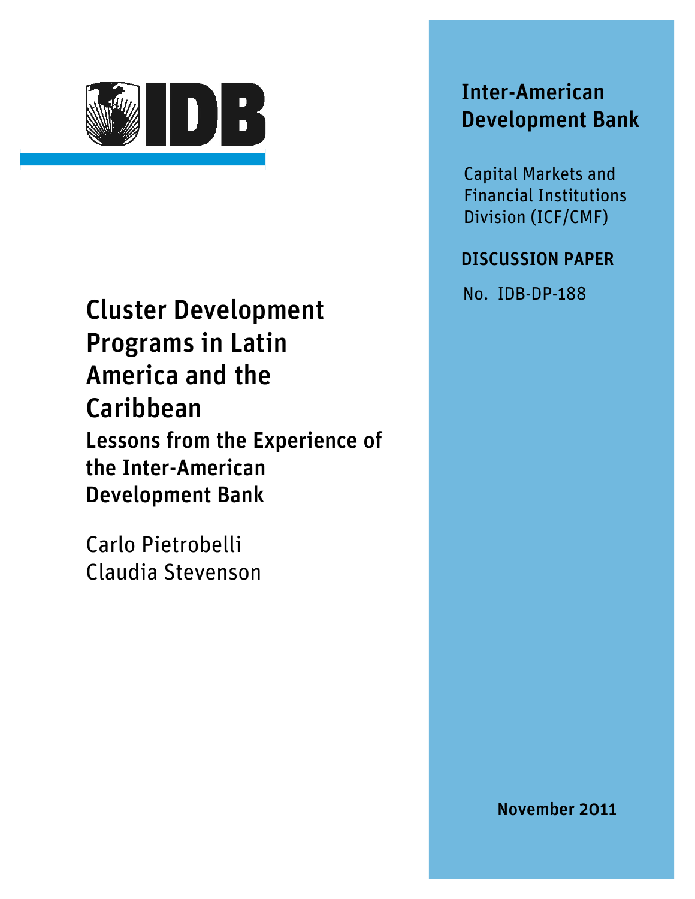IDB

# Inter-American Development Bank

Capital Markets and Financial Institutions Division (ICF/CMF)

**DISCUSSION PAPER**

No. IDB-DP-188

# Cluster Development Programs in Latin America and the Caribbean

## Lessons from the Experience of the Inter-American Development Bank

Carlo Pietrobelli
Claudia Stevenson

**November 2011**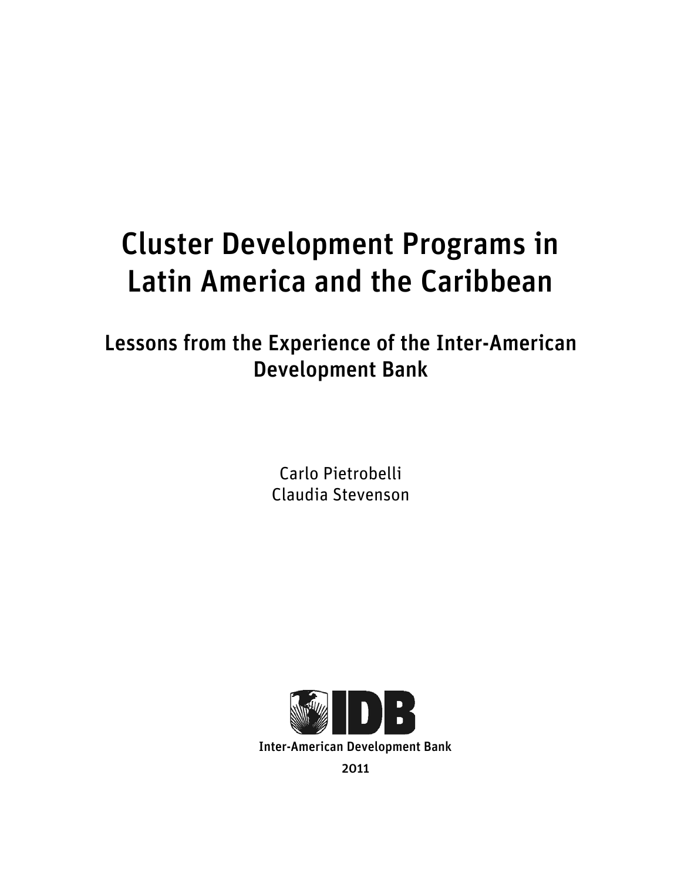# Cluster Development Programs in Latin America and the Caribbean

## Lessons from the Experience of the Inter-American Development Bank

Carlo Pietrobelli
Claudia Stevenson

IDB

Inter-American Development Bank

2011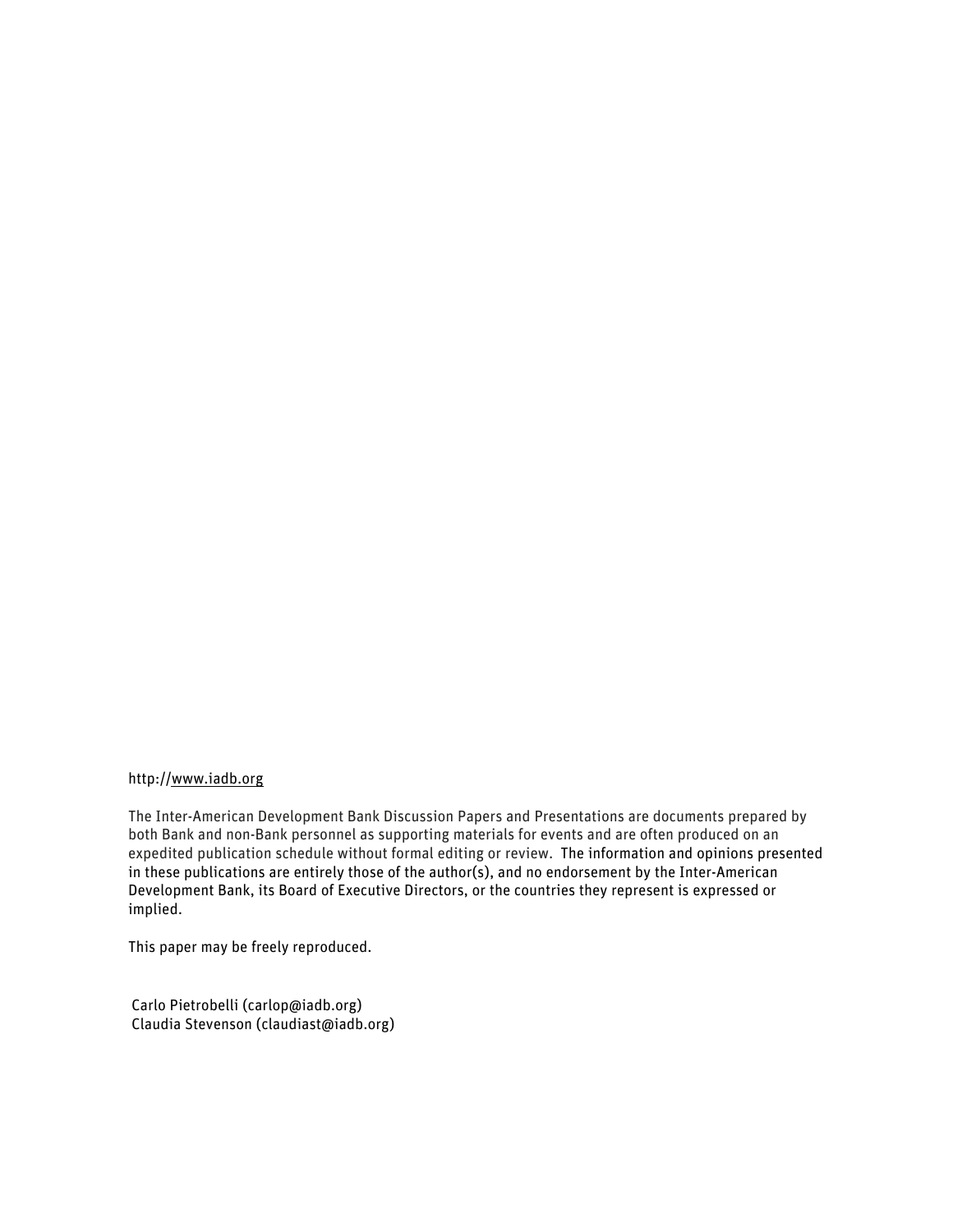http://www.iadb.org

The Inter-American Development Bank Discussion Papers and Presentations are documents prepared by both Bank and non-Bank personnel as supporting materials for events and are often produced on an expedited publication schedule without formal editing or review. The information and opinions presented in these publications are entirely those of the author(s), and no endorsement by the Inter-American Development Bank, its Board of Executive Directors, or the countries they represent is expressed or implied.

This paper may be freely reproduced.

Carlo Pietrobelli (carlop@iadb.org)
Claudia Stevenson (claudiast@iadb.org)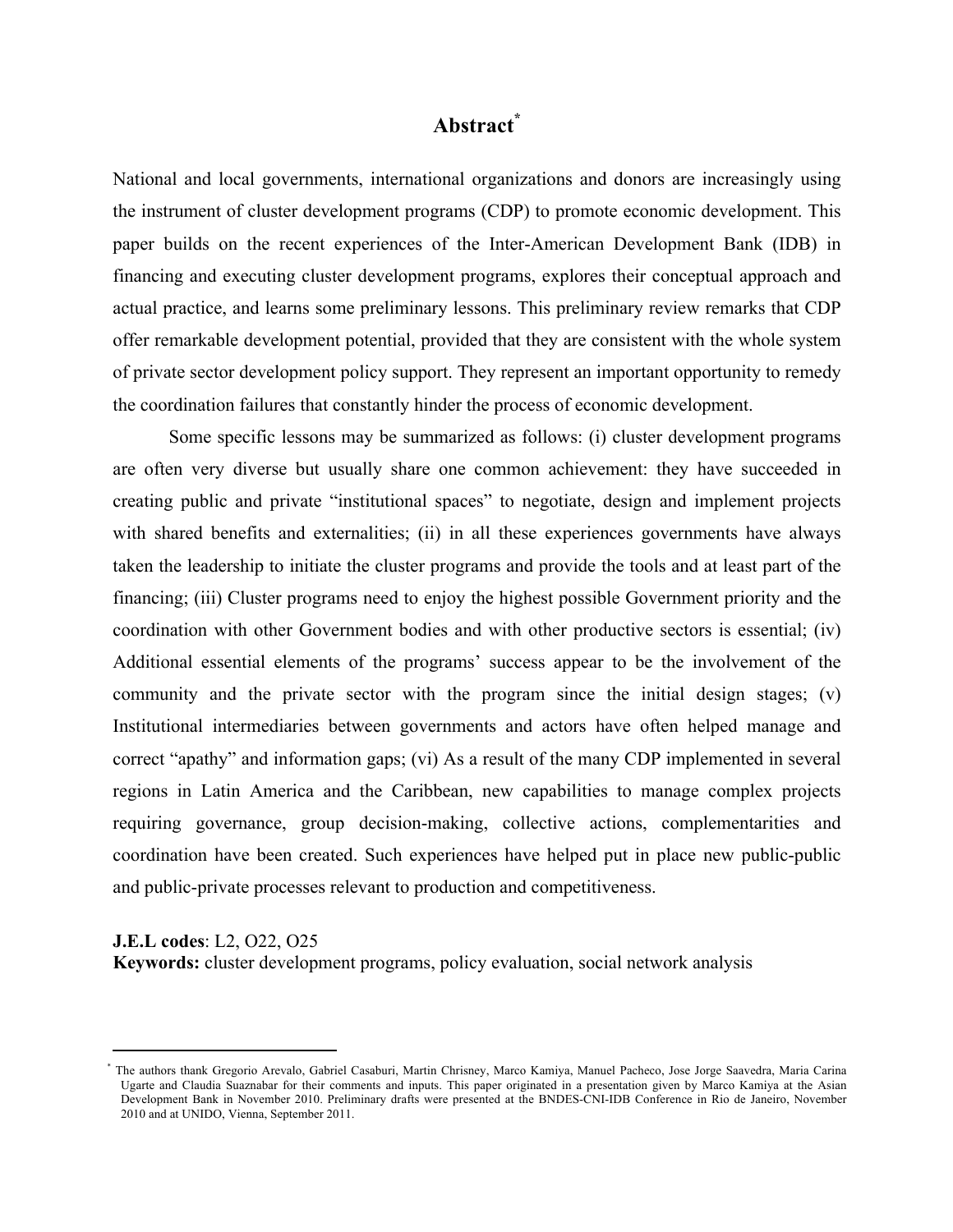# Abstract[*]

National and local governments, international organizations and donors are increasingly using the instrument of cluster development programs (CDP) to promote economic development. This paper builds on the recent experiences of the Inter-American Development Bank (IDB) in financing and executing cluster development programs, explores their conceptual approach and actual practice, and learns some preliminary lessons. This preliminary review remarks that CDP offer remarkable development potential, provided that they are consistent with the whole system of private sector development policy support. They represent an important opportunity to remedy the coordination failures that constantly hinder the process of economic development.

Some specific lessons may be summarized as follows: (i) cluster development programs are often very diverse but usually share one common achievement: they have succeeded in creating public and private "institutional spaces" to negotiate, design and implement projects with shared benefits and externalities; (ii) in all these experiences governments have always taken the leadership to initiate the cluster programs and provide the tools and at least part of the financing; (iii) Cluster programs need to enjoy the highest possible Government priority and the coordination with other Government bodies and with other productive sectors is essential; (iv) Additional essential elements of the programs' success appear to be the involvement of the community and the private sector with the program since the initial design stages; (v) Institutional intermediaries between governments and actors have often helped manage and correct "apathy" and information gaps; (vi) As a result of the many CDP implemented in several regions in Latin America and the Caribbean, new capabilities to manage complex projects requiring governance, group decision-making, collective actions, complementarities and coordination have been created. Such experiences have helped put in place new public-public and public-private processes relevant to production and competitiveness.

**J.E.L codes**: L2, O22, O25
**Keywords:** cluster development programs, policy evaluation, social network analysis

[*] The authors thank Gregorio Arevalo, Gabriel Casaburi, Martin Chrisney, Marco Kamiya, Manuel Pacheco, Jose Jorge Saavedra, Maria Carina Ugarte and Claudia Suaznabar for their comments and inputs. This paper originated in a presentation given by Marco Kamiya at the Asian Development Bank in November 2010. Preliminary drafts were presented at the BNDES-CNI-IDB Conference in Rio de Janeiro, November 2010 and at UNIDO, Vienna, September 2011.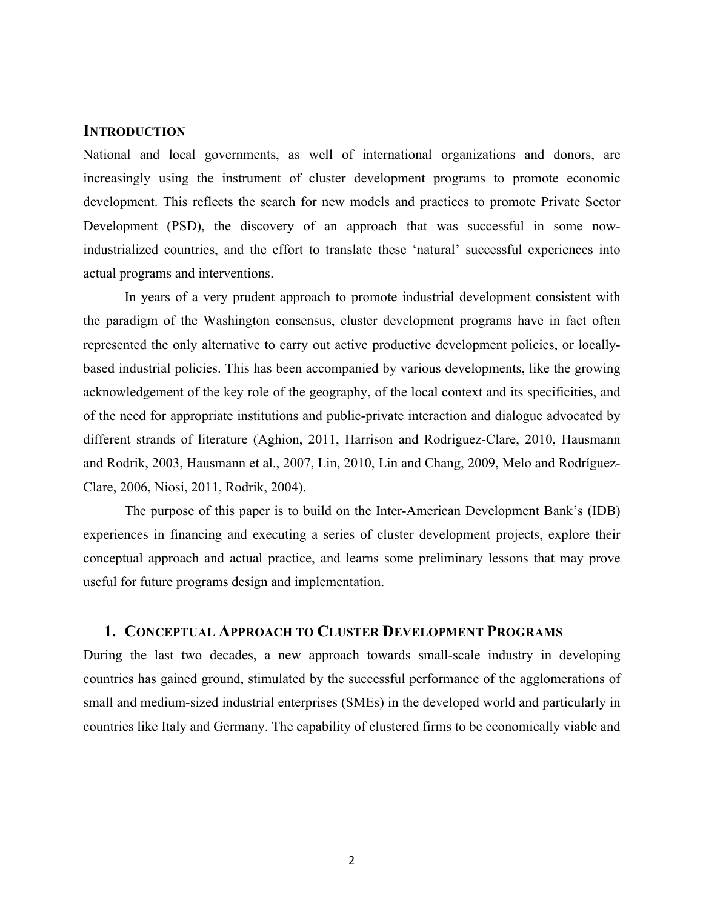## INTRODUCTION

National and local governments, as well of international organizations and donors, are increasingly using the instrument of cluster development programs to promote economic development. This reflects the search for new models and practices to promote Private Sector Development (PSD), the discovery of an approach that was successful in some now-industrialized countries, and the effort to translate these 'natural' successful experiences into actual programs and interventions.

In years of a very prudent approach to promote industrial development consistent with the paradigm of the Washington consensus, cluster development programs have in fact often represented the only alternative to carry out active productive development policies, or locally-based industrial policies. This has been accompanied by various developments, like the growing acknowledgement of the key role of the geography, of the local context and its specificities, and of the need for appropriate institutions and public-private interaction and dialogue advocated by different strands of literature (Aghion, 2011, Harrison and Rodriguez-Clare, 2010, Hausmann and Rodrik, 2003, Hausmann et al., 2007, Lin, 2010, Lin and Chang, 2009, Melo and Rodríguez-Clare, 2006, Niosi, 2011, Rodrik, 2004).

The purpose of this paper is to build on the Inter-American Development Bank's (IDB) experiences in financing and executing a series of cluster development projects, explore their conceptual approach and actual practice, and learns some preliminary lessons that may prove useful for future programs design and implementation.

## 1. CONCEPTUAL APPROACH TO CLUSTER DEVELOPMENT PROGRAMS

During the last two decades, a new approach towards small-scale industry in developing countries has gained ground, stimulated by the successful performance of the agglomerations of small and medium-sized industrial enterprises (SMEs) in the developed world and particularly in countries like Italy and Germany. The capability of clustered firms to be economically viable and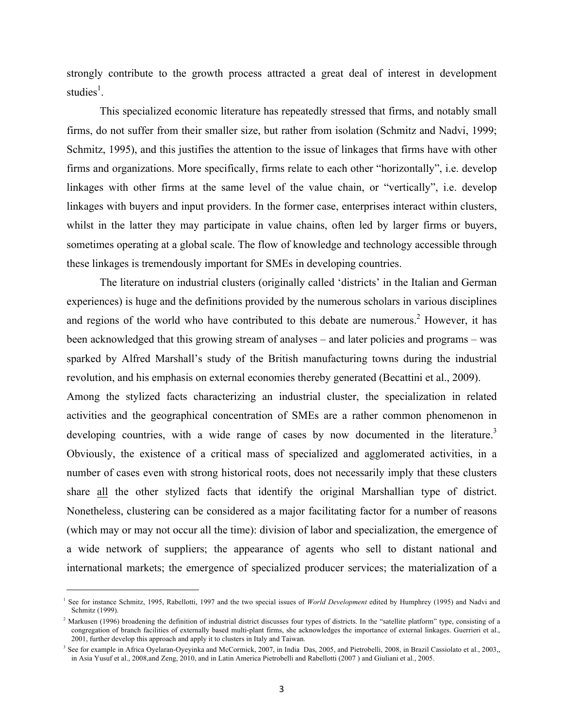strongly contribute to the growth process attracted a great deal of interest in development studies[1].

This specialized economic literature has repeatedly stressed that firms, and notably small firms, do not suffer from their smaller size, but rather from isolation (Schmitz and Nadvi, 1999; Schmitz, 1995), and this justifies the attention to the issue of linkages that firms have with other firms and organizations. More specifically, firms relate to each other "horizontally", i.e. develop linkages with other firms at the same level of the value chain, or "vertically", i.e. develop linkages with buyers and input providers. In the former case, enterprises interact within clusters, whilst in the latter they may participate in value chains, often led by larger firms or buyers, sometimes operating at a global scale. The flow of knowledge and technology accessible through these linkages is tremendously important for SMEs in developing countries.

The literature on industrial clusters (originally called 'districts' in the Italian and German experiences) is huge and the definitions provided by the numerous scholars in various disciplines and regions of the world who have contributed to this debate are numerous.[2] However, it has been acknowledged that this growing stream of analyses – and later policies and programs – was sparked by Alfred Marshall's study of the British manufacturing towns during the industrial revolution, and his emphasis on external economies thereby generated (Becattini et al., 2009).
Among the stylized facts characterizing an industrial cluster, the specialization in related activities and the geographical concentration of SMEs are a rather common phenomenon in developing countries, with a wide range of cases by now documented in the literature.[3] Obviously, the existence of a critical mass of specialized and agglomerated activities, in a number of cases even with strong historical roots, does not necessarily imply that these clusters share <u>all</u> the other stylized facts that identify the original Marshallian type of district. Nonetheless, clustering can be considered as a major facilitating factor for a number of reasons (which may or may not occur all the time): division of labor and specialization, the emergence of a wide network of suppliers; the appearance of agents who sell to distant national and international markets; the emergence of specialized producer services; the materialization of a

---

[1] See for instance Schmitz, 1995, Rabellotti, 1997 and the two special issues of *World Development* edited by Humphrey (1995) and Nadvi and Schmitz (1999).

[2] Markusen (1996) broadening the definition of industrial district discusses four types of districts. In the "satellite platform" type, consisting of a congregation of branch facilities of externally based multi-plant firms, she acknowledges the importance of external linkages. Guerrieri et al., 2001, further develop this approach and apply it to clusters in Italy and Taiwan.

[3] See for example in Africa Oyelaran-Oyeyinka and McCormick, 2007, in India Das, 2005, and Pietrobelli, 2008, in Brazil Cassiolato et al., 2003,, in Asia Yusuf et al., 2008,and Zeng, 2010, and in Latin America Pietrobelli and Rabellotti (2007 ) and Giuliani et al., 2005.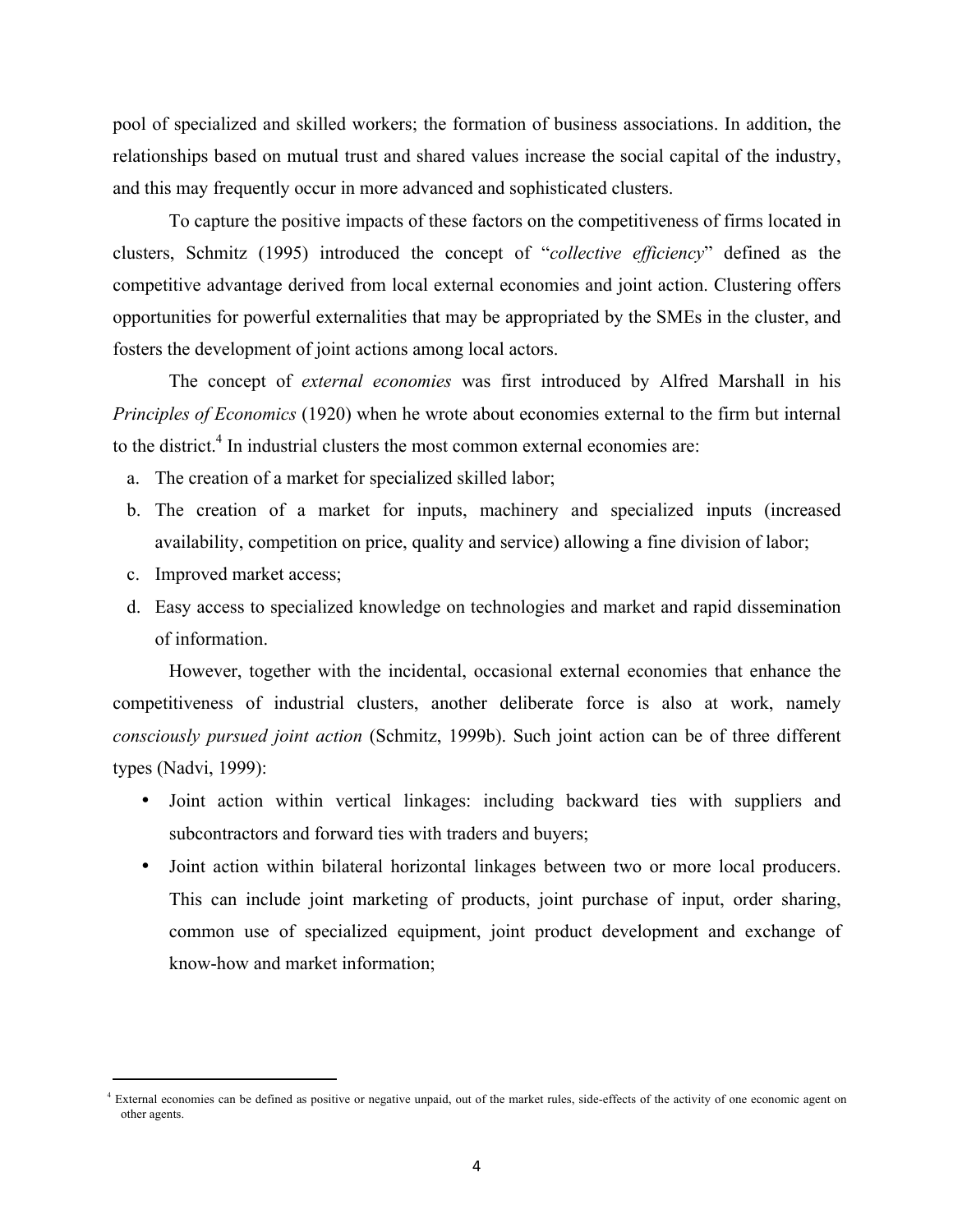pool of specialized and skilled workers; the formation of business associations. In addition, the relationships based on mutual trust and shared values increase the social capital of the industry, and this may frequently occur in more advanced and sophisticated clusters.

To capture the positive impacts of these factors on the competitiveness of firms located in clusters, Schmitz (1995) introduced the concept of "*collective efficiency*" defined as the competitive advantage derived from local external economies and joint action. Clustering offers opportunities for powerful externalities that may be appropriated by the SMEs in the cluster, and fosters the development of joint actions among local actors.

The concept of *external economies* was first introduced by Alfred Marshall in his *Principles of Economics* (1920) when he wrote about economies external to the firm but internal to the district.[4] In industrial clusters the most common external economies are:

a. The creation of a market for specialized skilled labor;
b. The creation of a market for inputs, machinery and specialized inputs (increased availability, competition on price, quality and service) allowing a fine division of labor;
c. Improved market access;
d. Easy access to specialized knowledge on technologies and market and rapid dissemination of information.

However, together with the incidental, occasional external economies that enhance the competitiveness of industrial clusters, another deliberate force is also at work, namely *consciously pursued joint action* (Schmitz, 1999b). Such joint action can be of three different types (Nadvi, 1999):

- Joint action within vertical linkages: including backward ties with suppliers and subcontractors and forward ties with traders and buyers;
- Joint action within bilateral horizontal linkages between two or more local producers. This can include joint marketing of products, joint purchase of input, order sharing, common use of specialized equipment, joint product development and exchange of know-how and market information;

[4] External economies can be defined as positive or negative unpaid, out of the market rules, side-effects of the activity of one economic agent on other agents.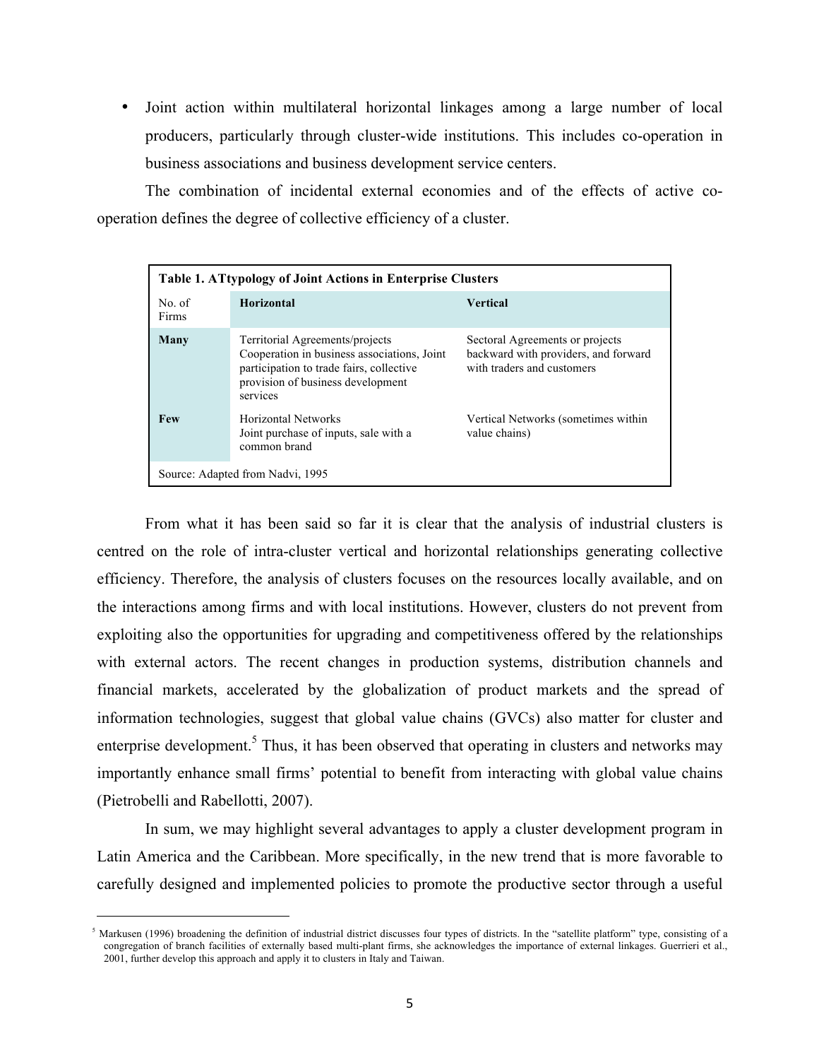- Joint action within multilateral horizontal linkages among a large number of local producers, particularly through cluster-wide institutions. This includes co-operation in business associations and business development service centers.

The combination of incidental external economies and of the effects of active co-operation defines the degree of collective efficiency of a cluster.

**Table 1. ATtypology of Joint Actions in Enterprise Clusters**

| No. of Firms | Horizontal | Vertical |
|---|---|---|
| **Many** | Territorial Agreements/projects Cooperation in business associations, Joint participation to trade fairs, collective provision of business development services | Sectoral Agreements or projects backward with providers, and forward with traders and customers |
| **Few** | Horizontal Networks Joint purchase of inputs, sale with a common brand | Vertical Networks (sometimes within value chains) |

Source: Adapted from Nadvi, 1995

From what it has been said so far it is clear that the analysis of industrial clusters is centred on the role of intra-cluster vertical and horizontal relationships generating collective efficiency. Therefore, the analysis of clusters focuses on the resources locally available, and on the interactions among firms and with local institutions. However, clusters do not prevent from exploiting also the opportunities for upgrading and competitiveness offered by the relationships with external actors. The recent changes in production systems, distribution channels and financial markets, accelerated by the globalization of product markets and the spread of information technologies, suggest that global value chains (GVCs) also matter for cluster and enterprise development.[5] Thus, it has been observed that operating in clusters and networks may importantly enhance small firms' potential to benefit from interacting with global value chains (Pietrobelli and Rabellotti, 2007).

In sum, we may highlight several advantages to apply a cluster development program in Latin America and the Caribbean. More specifically, in the new trend that is more favorable to carefully designed and implemented policies to promote the productive sector through a useful

---

[5] Markusen (1996) broadening the definition of industrial district discusses four types of districts. In the "satellite platform" type, consisting of a congregation of branch facilities of externally based multi-plant firms, she acknowledges the importance of external linkages. Guerrieri et al., 2001, further develop this approach and apply it to clusters in Italy and Taiwan.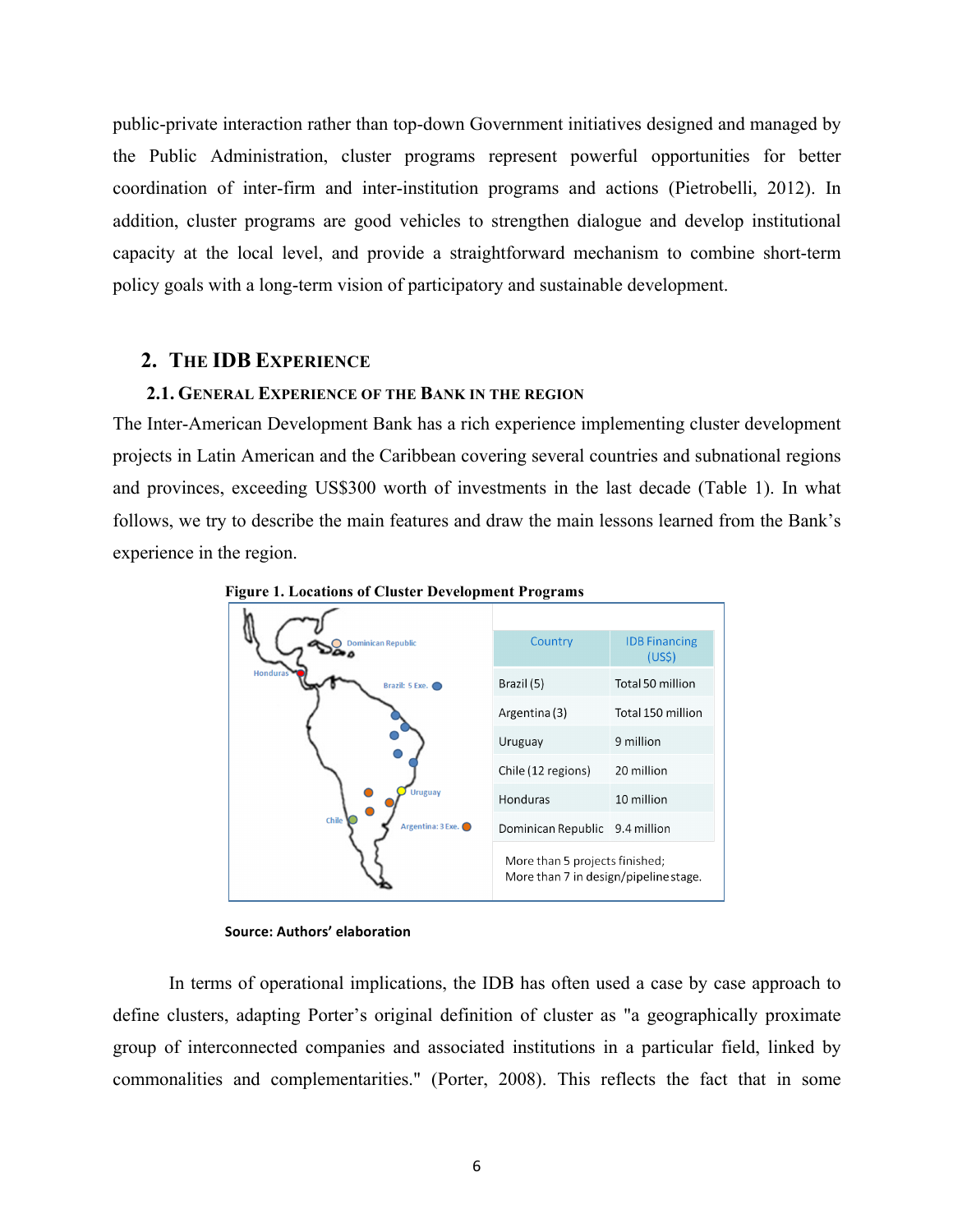public-private interaction rather than top-down Government initiatives designed and managed by the Public Administration, cluster programs represent powerful opportunities for better coordination of inter-firm and inter-institution programs and actions (Pietrobelli, 2012). In addition, cluster programs are good vehicles to strengthen dialogue and develop institutional capacity at the local level, and provide a straightforward mechanism to combine short-term policy goals with a long-term vision of participatory and sustainable development.

## 2. The IDB Experience

### 2.1. General Experience of the Bank in the Region

The Inter-American Development Bank has a rich experience implementing cluster development projects in Latin American and the Caribbean covering several countries and subnational regions and provinces, exceeding US$300 worth of investments in the last decade (Table 1). In what follows, we try to describe the main features and draw the main lessons learned from the Bank's experience in the region.

**Figure 1. Locations of Cluster Development Programs**

| Country | IDB Financing (US$) |
|---|---|
| Brazil (5) | Total 50 million |
| Argentina (3) | Total 150 million |
| Uruguay | 9 million |
| Chile (12 regions) | 20 million |
| Honduras | 10 million |
| Dominican Republic | 9.4 million |

More than 5 projects finished;
More than 7 in design/pipeline stage.

**Source: Authors' elaboration**

In terms of operational implications, the IDB has often used a case by case approach to define clusters, adapting Porter's original definition of cluster as "a geographically proximate group of interconnected companies and associated institutions in a particular field, linked by commonalities and complementarities." (Porter, 2008). This reflects the fact that in some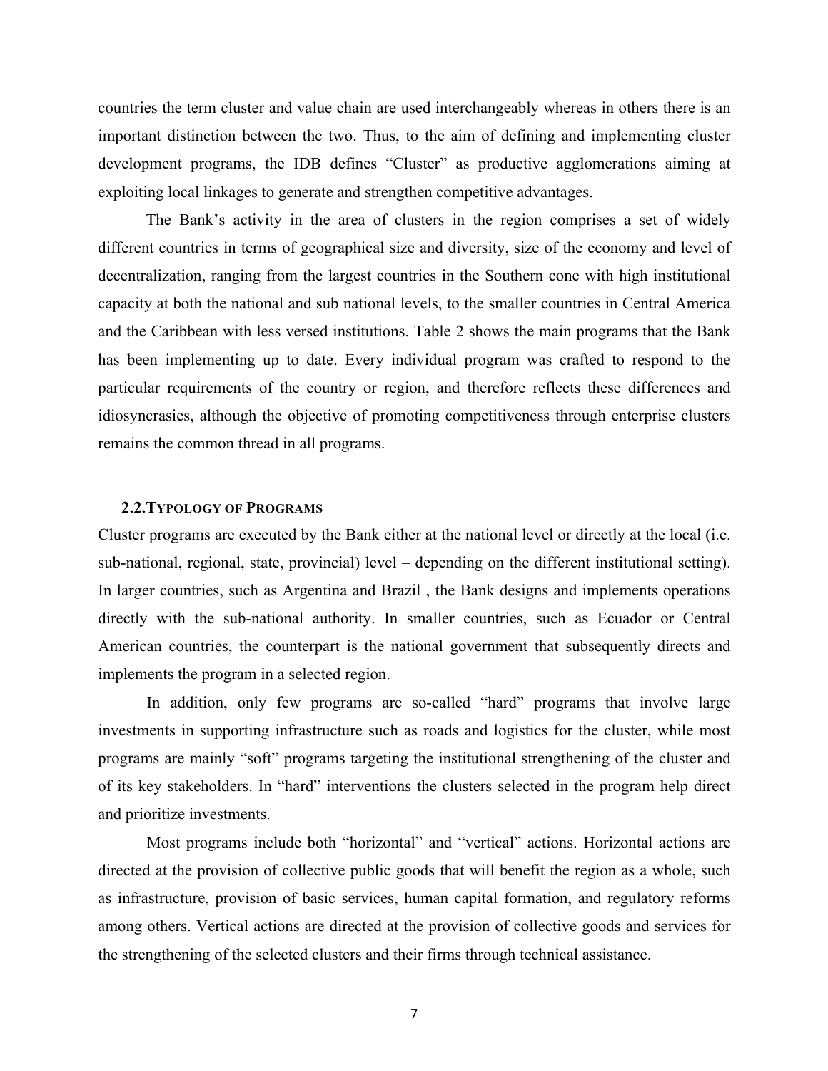countries the term cluster and value chain are used interchangeably whereas in others there is an important distinction between the two. Thus, to the aim of defining and implementing cluster development programs, the IDB defines "Cluster" as productive agglomerations aiming at exploiting local linkages to generate and strengthen competitive advantages.

The Bank's activity in the area of clusters in the region comprises a set of widely different countries in terms of geographical size and diversity, size of the economy and level of decentralization, ranging from the largest countries in the Southern cone with high institutional capacity at both the national and sub national levels, to the smaller countries in Central America and the Caribbean with less versed institutions. Table 2 shows the main programs that the Bank has been implementing up to date. Every individual program was crafted to respond to the particular requirements of the country or region, and therefore reflects these differences and idiosyncrasies, although the objective of promoting competitiveness through enterprise clusters remains the common thread in all programs.

### 2.2. Typology of Programs

Cluster programs are executed by the Bank either at the national level or directly at the local (i.e. sub-national, regional, state, provincial) level – depending on the different institutional setting). In larger countries, such as Argentina and Brazil , the Bank designs and implements operations directly with the sub-national authority. In smaller countries, such as Ecuador or Central American countries, the counterpart is the national government that subsequently directs and implements the program in a selected region.

In addition, only few programs are so-called "hard" programs that involve large investments in supporting infrastructure such as roads and logistics for the cluster, while most programs are mainly "soft" programs targeting the institutional strengthening of the cluster and of its key stakeholders. In "hard" interventions the clusters selected in the program help direct and prioritize investments.

Most programs include both "horizontal" and "vertical" actions. Horizontal actions are directed at the provision of collective public goods that will benefit the region as a whole, such as infrastructure, provision of basic services, human capital formation, and regulatory reforms among others. Vertical actions are directed at the provision of collective goods and services for the strengthening of the selected clusters and their firms through technical assistance.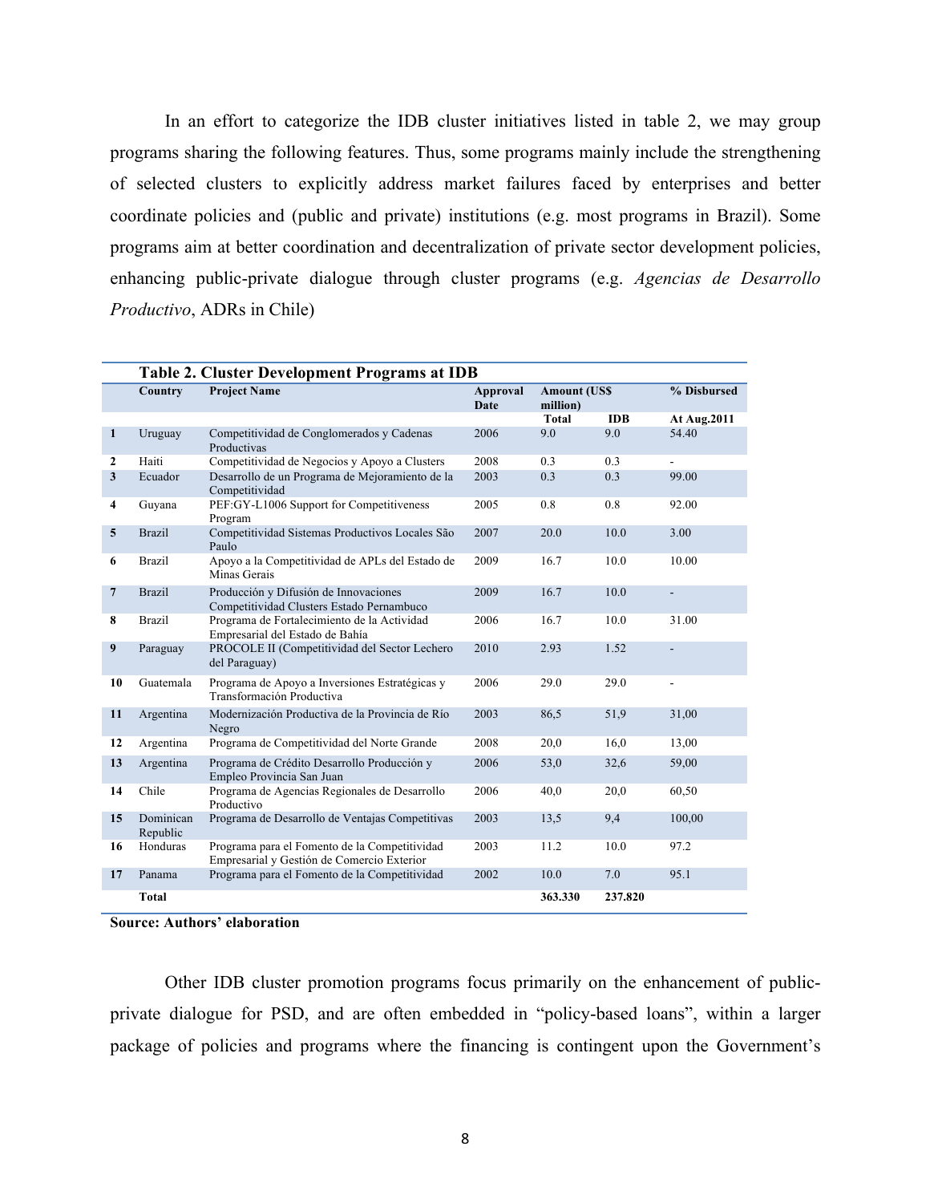In an effort to categorize the IDB cluster initiatives listed in table 2, we may group programs sharing the following features. Thus, some programs mainly include the strengthening of selected clusters to explicitly address market failures faced by enterprises and better coordinate policies and (public and private) institutions (e.g. most programs in Brazil). Some programs aim at better coordination and decentralization of private sector development policies, enhancing public-private dialogue through cluster programs (e.g. *Agencias de Desarrollo Productivo*, ADRs in Chile)

**Table 2. Cluster Development Programs at IDB**

| | Country | Project Name | Approval Date | Amount (US$ million) | | % Disbursed |
|---|---|---|---|---|---|---|
| | | | | Total | IDB | At Aug.2011 |
| 1 | Uruguay | Competitividad de Conglomerados y Cadenas Productivas | 2006 | 9.0 | 9.0 | 54.40 |
| 2 | Haiti | Competitividad de Negocios y Apoyo a Clusters | 2008 | 0.3 | 0.3 | - |
| 3 | Ecuador | Desarrollo de un Programa de Mejoramiento de la Competitividad | 2003 | 0.3 | 0.3 | 99.00 |
| 4 | Guyana | PEF:GY-L1006 Support for Competitiveness Program | 2005 | 0.8 | 0.8 | 92.00 |
| 5 | Brazil | Competitividad Sistemas Productivos Locales São Paulo | 2007 | 20.0 | 10.0 | 3.00 |
| 6 | Brazil | Apoyo a la Competitividad de APLs del Estado de Minas Gerais | 2009 | 16.7 | 10.0 | 10.00 |
| 7 | Brazil | Producción y Difusión de Innovaciones Competitividad Clusters Estado Pernambuco | 2009 | 16.7 | 10.0 | - |
| 8 | Brazil | Programa de Fortalecimiento de la Actividad Empresarial del Estado de Bahía | 2006 | 16.7 | 10.0 | 31.00 |
| 9 | Paraguay | PROCOLE II (Competitividad del Sector Lechero del Paraguay) | 2010 | 2.93 | 1.52 | - |
| 10 | Guatemala | Programa de Apoyo a Inversiones Estratégicas y Transformación Productiva | 2006 | 29.0 | 29.0 | - |
| 11 | Argentina | Modernización Productiva de la Provincia de Río Negro | 2003 | 86,5 | 51,9 | 31,00 |
| 12 | Argentina | Programa de Competitividad del Norte Grande | 2008 | 20,0 | 16,0 | 13,00 |
| 13 | Argentina | Programa de Crédito Desarrollo Producción y Empleo Provincia San Juan | 2006 | 53,0 | 32,6 | 59,00 |
| 14 | Chile | Programa de Agencias Regionales de Desarrollo Productivo | 2006 | 40,0 | 20,0 | 60,50 |
| 15 | Dominican Republic | Programa de Desarrollo de Ventajas Competitivas | 2003 | 13,5 | 9,4 | 100,00 |
| 16 | Honduras | Programa para el Fomento de la Competitividad Empresarial y Gestión de Comercio Exterior | 2003 | 11.2 | 10.0 | 97.2 |
| 17 | Panama | Programa para el Fomento de la Competitividad | 2002 | 10.0 | 7.0 | 95.1 |
| | **Total** | | | **363.330** | **237.820** | |

**Source: Authors' elaboration**

Other IDB cluster promotion programs focus primarily on the enhancement of public-private dialogue for PSD, and are often embedded in "policy-based loans", within a larger package of policies and programs where the financing is contingent upon the Government's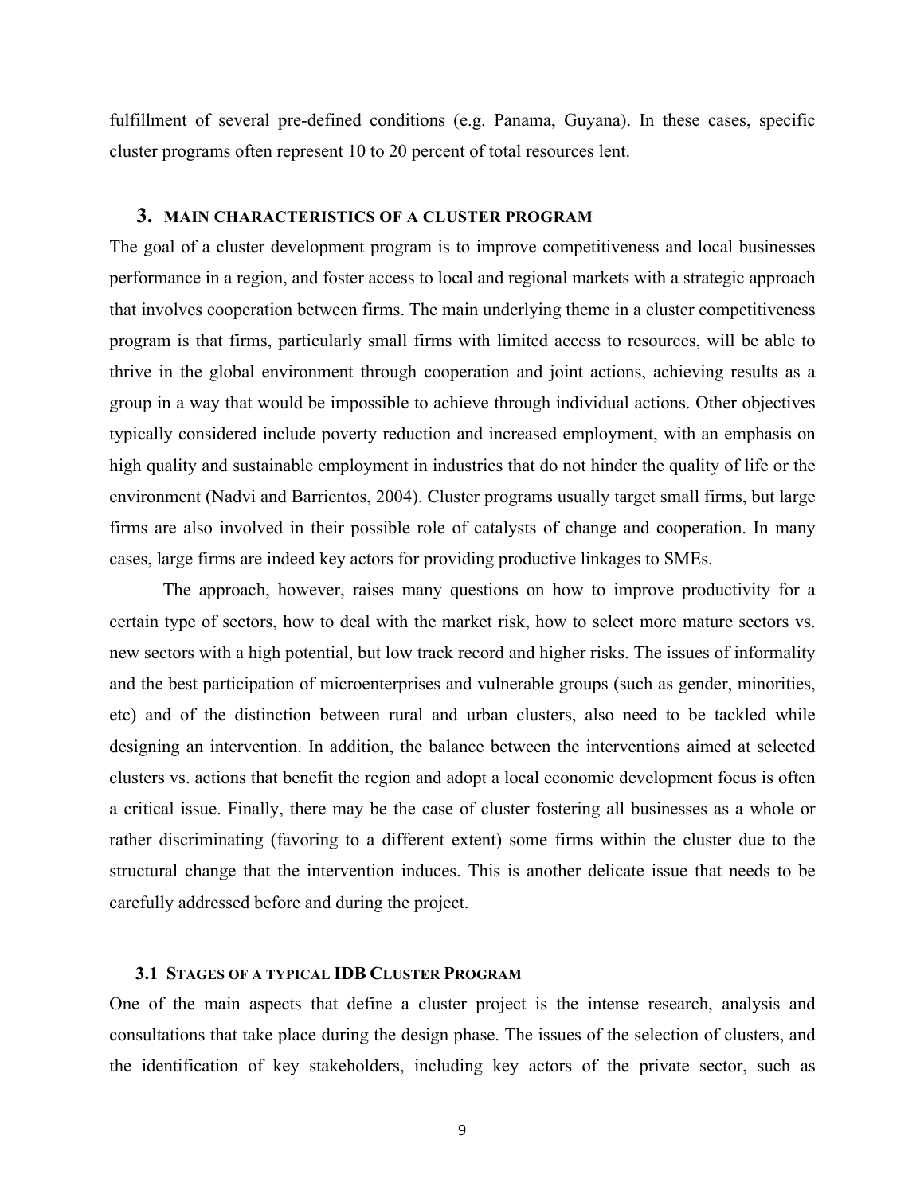fulfillment of several pre-defined conditions (e.g. Panama, Guyana). In these cases, specific cluster programs often represent 10 to 20 percent of total resources lent.

## 3. MAIN CHARACTERISTICS OF A CLUSTER PROGRAM

The goal of a cluster development program is to improve competitiveness and local businesses performance in a region, and foster access to local and regional markets with a strategic approach that involves cooperation between firms. The main underlying theme in a cluster competitiveness program is that firms, particularly small firms with limited access to resources, will be able to thrive in the global environment through cooperation and joint actions, achieving results as a group in a way that would be impossible to achieve through individual actions. Other objectives typically considered include poverty reduction and increased employment, with an emphasis on high quality and sustainable employment in industries that do not hinder the quality of life or the environment (Nadvi and Barrientos, 2004). Cluster programs usually target small firms, but large firms are also involved in their possible role of catalysts of change and cooperation. In many cases, large firms are indeed key actors for providing productive linkages to SMEs.

The approach, however, raises many questions on how to improve productivity for a certain type of sectors, how to deal with the market risk, how to select more mature sectors vs. new sectors with a high potential, but low track record and higher risks. The issues of informality and the best participation of microenterprises and vulnerable groups (such as gender, minorities, etc) and of the distinction between rural and urban clusters, also need to be tackled while designing an intervention. In addition, the balance between the interventions aimed at selected clusters vs. actions that benefit the region and adopt a local economic development focus is often a critical issue. Finally, there may be the case of cluster fostering all businesses as a whole or rather discriminating (favoring to a different extent) some firms within the cluster due to the structural change that the intervention induces. This is another delicate issue that needs to be carefully addressed before and during the project.

### 3.1 STAGES OF A TYPICAL IDB CLUSTER PROGRAM

One of the main aspects that define a cluster project is the intense research, analysis and consultations that take place during the design phase. The issues of the selection of clusters, and the identification of key stakeholders, including key actors of the private sector, such as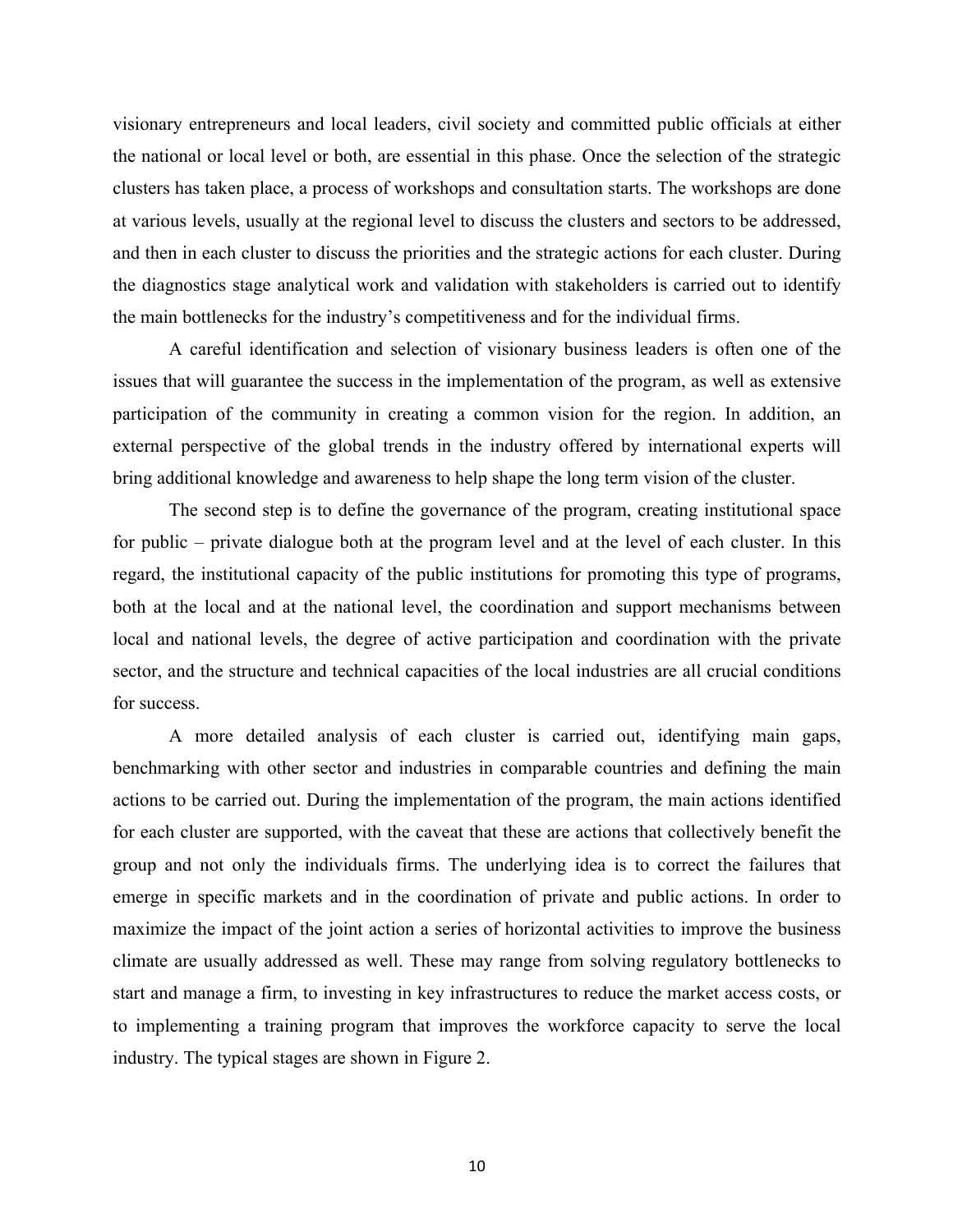visionary entrepreneurs and local leaders, civil society and committed public officials at either the national or local level or both, are essential in this phase. Once the selection of the strategic clusters has taken place, a process of workshops and consultation starts. The workshops are done at various levels, usually at the regional level to discuss the clusters and sectors to be addressed, and then in each cluster to discuss the priorities and the strategic actions for each cluster. During the diagnostics stage analytical work and validation with stakeholders is carried out to identify the main bottlenecks for the industry's competitiveness and for the individual firms.

A careful identification and selection of visionary business leaders is often one of the issues that will guarantee the success in the implementation of the program, as well as extensive participation of the community in creating a common vision for the region. In addition, an external perspective of the global trends in the industry offered by international experts will bring additional knowledge and awareness to help shape the long term vision of the cluster.

The second step is to define the governance of the program, creating institutional space for public – private dialogue both at the program level and at the level of each cluster. In this regard, the institutional capacity of the public institutions for promoting this type of programs, both at the local and at the national level, the coordination and support mechanisms between local and national levels, the degree of active participation and coordination with the private sector, and the structure and technical capacities of the local industries are all crucial conditions for success.

A more detailed analysis of each cluster is carried out, identifying main gaps, benchmarking with other sector and industries in comparable countries and defining the main actions to be carried out. During the implementation of the program, the main actions identified for each cluster are supported, with the caveat that these are actions that collectively benefit the group and not only the individuals firms. The underlying idea is to correct the failures that emerge in specific markets and in the coordination of private and public actions. In order to maximize the impact of the joint action a series of horizontal activities to improve the business climate are usually addressed as well. These may range from solving regulatory bottlenecks to start and manage a firm, to investing in key infrastructures to reduce the market access costs, or to implementing a training program that improves the workforce capacity to serve the local industry. The typical stages are shown in Figure 2.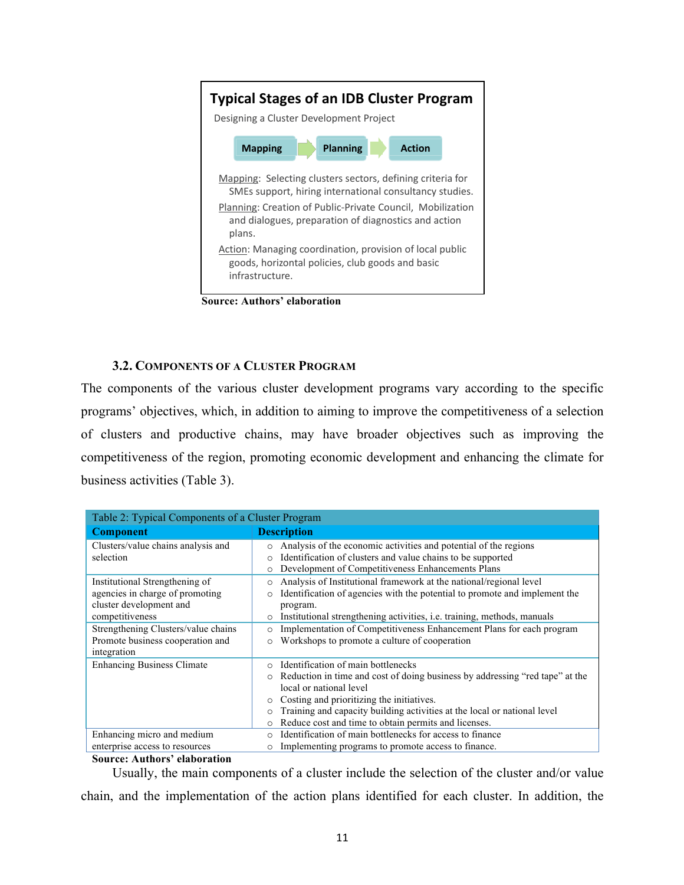**Typical Stages of an IDB Cluster Program**

Designing a Cluster Development Project

Mapping → Planning → Action

Mapping: Selecting clusters sectors, defining criteria for SMEs support, hiring international consultancy studies.

Planning: Creation of Public-Private Council, Mobilization and dialogues, preparation of diagnostics and action plans.

Action: Managing coordination, provision of local public goods, horizontal policies, club goods and basic infrastructure.

**Source: Authors' elaboration**

### 3.2. Components of a Cluster Program

The components of the various cluster development programs vary according to the specific programs' objectives, which, in addition to aiming to improve the competitiveness of a selection of clusters and productive chains, may have broader objectives such as improving the competitiveness of the region, promoting economic development and enhancing the climate for business activities (Table 3).

Table 2: Typical Components of a Cluster Program

| Component | Description |
|---|---|
| Clusters/value chains analysis and selection | ○ Analysis of the economic activities and potential of the regions<br>○ Identification of clusters and value chains to be supported<br>○ Development of Competitiveness Enhancements Plans |
| Institutional Strengthening of agencies in charge of promoting cluster development and competitiveness | ○ Analysis of Institutional framework at the national/regional level<br>○ Identification of agencies with the potential to promote and implement the program.<br>○ Institutional strengthening activities, i.e. training, methods, manuals |
| Strengthening Clusters/value chains Promote business cooperation and integration | ○ Implementation of Competitiveness Enhancement Plans for each program<br>○ Workshops to promote a culture of cooperation |
| Enhancing Business Climate | ○ Identification of main bottlenecks<br>○ Reduction in time and cost of doing business by addressing "red tape" at the local or national level<br>○ Costing and prioritizing the initiatives.<br>○ Training and capacity building activities at the local or national level<br>○ Reduce cost and time to obtain permits and licenses. |
| Enhancing micro and medium enterprise access to resources | ○ Identification of main bottlenecks for access to finance<br>○ Implementing programs to promote access to finance. |

**Source: Authors' elaboration**

Usually, the main components of a cluster include the selection of the cluster and/or value chain, and the implementation of the action plans identified for each cluster. In addition, the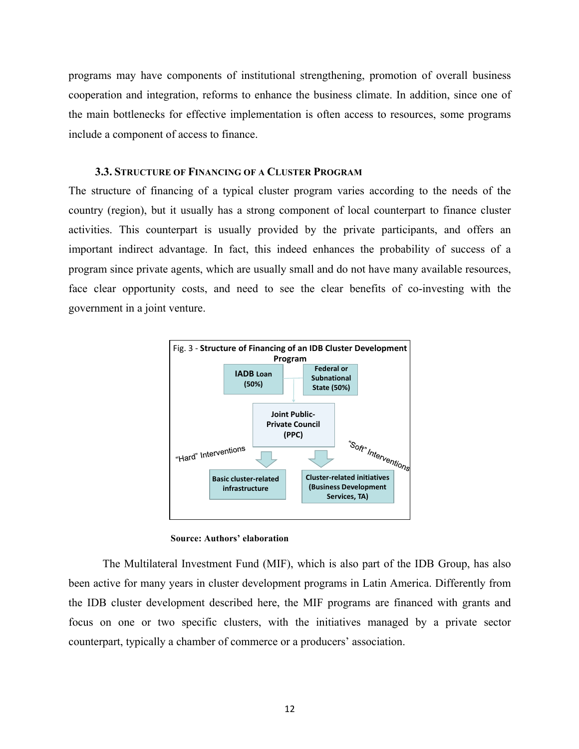programs may have components of institutional strengthening, promotion of overall business cooperation and integration, reforms to enhance the business climate. In addition, since one of the main bottlenecks for effective implementation is often access to resources, some programs include a component of access to finance.

### 3.3. Structure of Financing of a Cluster Program

The structure of financing of a typical cluster program varies according to the needs of the country (region), but it usually has a strong component of local counterpart to finance cluster activities. This counterpart is usually provided by the private participants, and offers an important indirect advantage. In fact, this indeed enhances the probability of success of a program since private agents, which are usually small and do not have many available resources, face clear opportunity costs, and need to see the clear benefits of co-investing with the government in a joint venture.

Fig. 3 - **Structure of Financing of an IDB Cluster Development Program**

**IADB Loan (50%)**

**Federal or Subnational State (50%)**

**Joint Public-Private Council (PPC)**

"Hard" Interventions

"Soft" Interventions

**Basic cluster-related infrastructure**

**Cluster-related initiatives (Business Development Services, TA)**

**Source: Authors' elaboration**

The Multilateral Investment Fund (MIF), which is also part of the IDB Group, has also been active for many years in cluster development programs in Latin America. Differently from the IDB cluster development described here, the MIF programs are financed with grants and focus on one or two specific clusters, with the initiatives managed by a private sector counterpart, typically a chamber of commerce or a producers' association.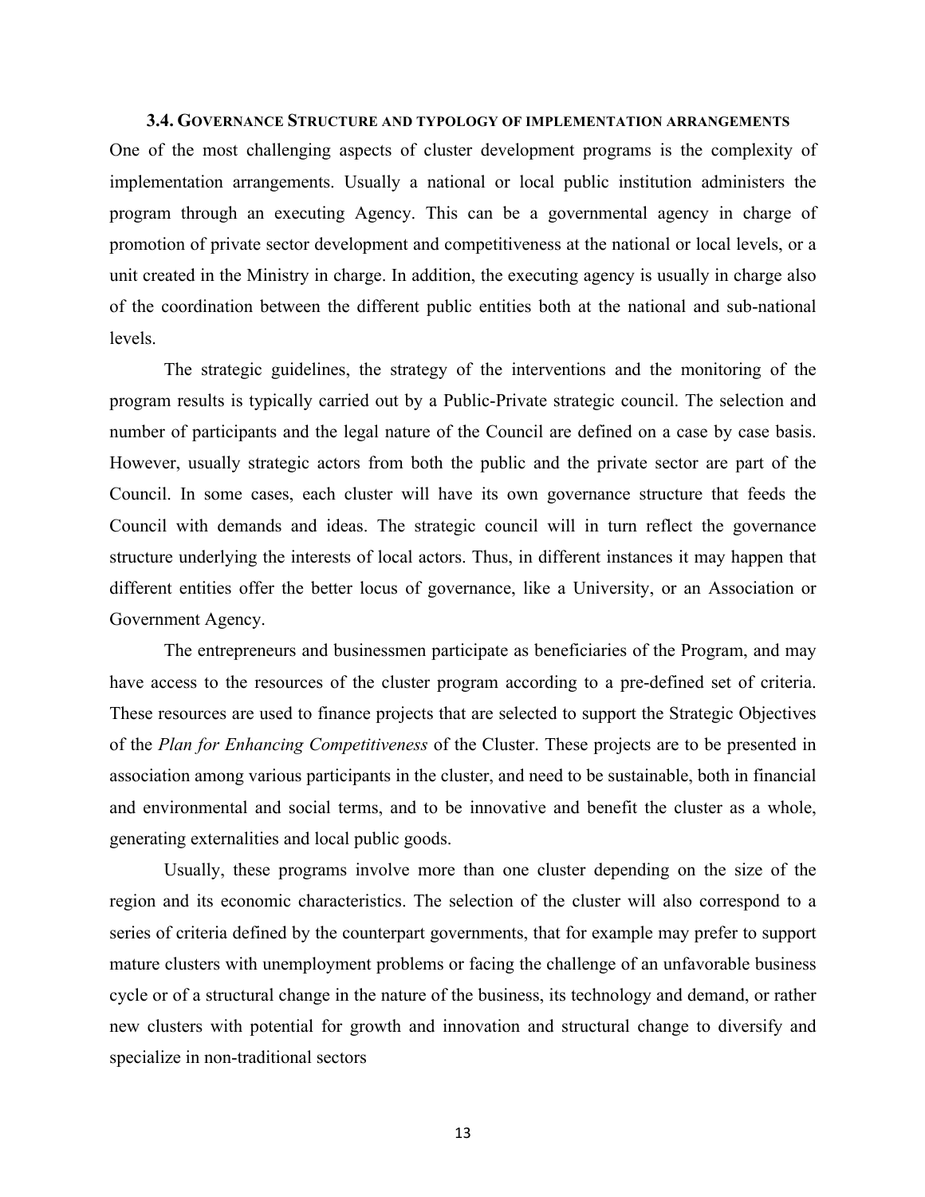### 3.4. GOVERNANCE STRUCTURE AND TYPOLOGY OF IMPLEMENTATION ARRANGEMENTS

One of the most challenging aspects of cluster development programs is the complexity of implementation arrangements. Usually a national or local public institution administers the program through an executing Agency. This can be a governmental agency in charge of promotion of private sector development and competitiveness at the national or local levels, or a unit created in the Ministry in charge. In addition, the executing agency is usually in charge also of the coordination between the different public entities both at the national and sub-national levels.

The strategic guidelines, the strategy of the interventions and the monitoring of the program results is typically carried out by a Public-Private strategic council. The selection and number of participants and the legal nature of the Council are defined on a case by case basis. However, usually strategic actors from both the public and the private sector are part of the Council. In some cases, each cluster will have its own governance structure that feeds the Council with demands and ideas. The strategic council will in turn reflect the governance structure underlying the interests of local actors. Thus, in different instances it may happen that different entities offer the better locus of governance, like a University, or an Association or Government Agency.

The entrepreneurs and businessmen participate as beneficiaries of the Program, and may have access to the resources of the cluster program according to a pre-defined set of criteria. These resources are used to finance projects that are selected to support the Strategic Objectives of the *Plan for Enhancing Competitiveness* of the Cluster. These projects are to be presented in association among various participants in the cluster, and need to be sustainable, both in financial and environmental and social terms, and to be innovative and benefit the cluster as a whole, generating externalities and local public goods.

Usually, these programs involve more than one cluster depending on the size of the region and its economic characteristics. The selection of the cluster will also correspond to a series of criteria defined by the counterpart governments, that for example may prefer to support mature clusters with unemployment problems or facing the challenge of an unfavorable business cycle or of a structural change in the nature of the business, its technology and demand, or rather new clusters with potential for growth and innovation and structural change to diversify and specialize in non-traditional sectors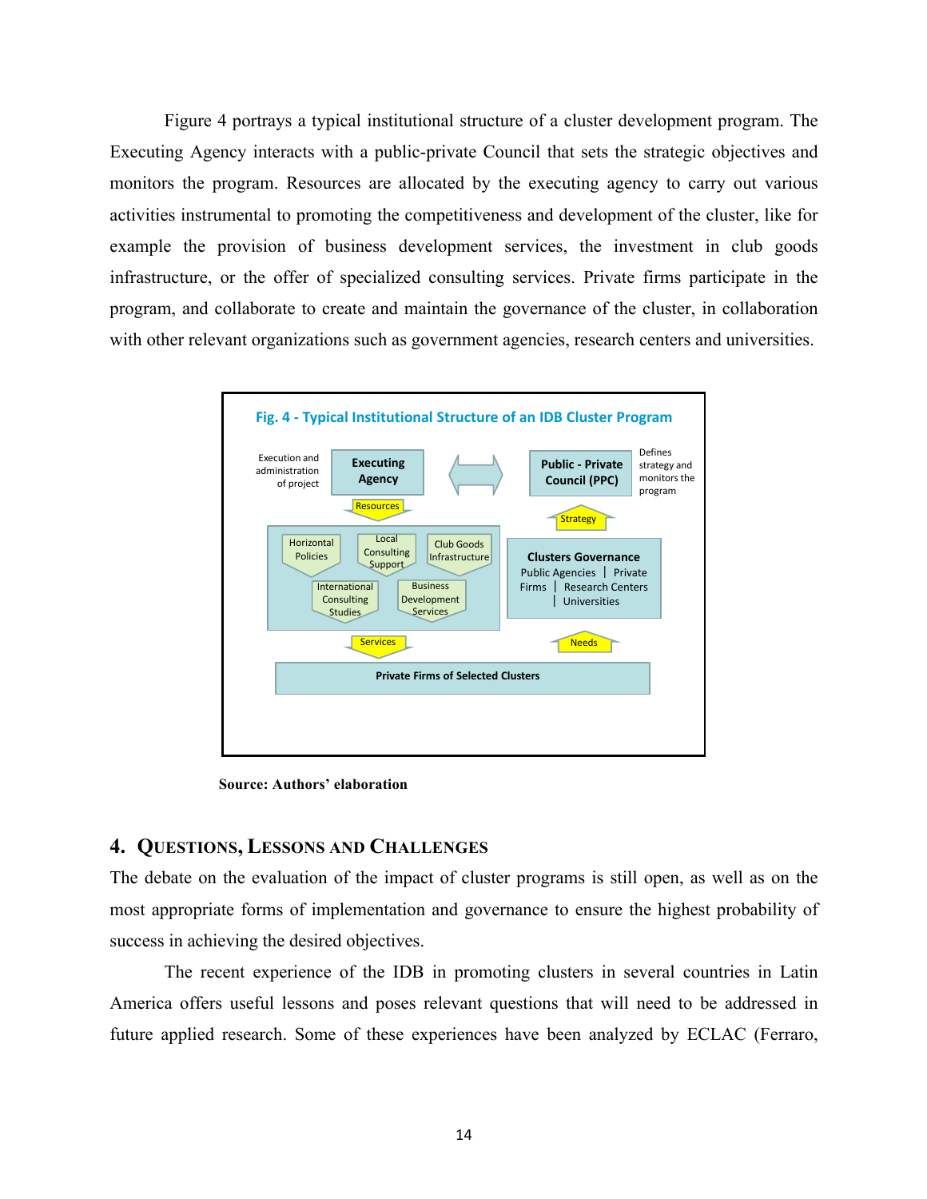Figure 4 portrays a typical institutional structure of a cluster development program. The Executing Agency interacts with a public-private Council that sets the strategic objectives and monitors the program. Resources are allocated by the executing agency to carry out various activities instrumental to promoting the competitiveness and development of the cluster, like for example the provision of business development services, the investment in club goods infrastructure, or the offer of specialized consulting services. Private firms participate in the program, and collaborate to create and maintain the governance of the cluster, in collaboration with other relevant organizations such as government agencies, research centers and universities.

**Fig. 4 - Typical Institutional Structure of an IDB Cluster Program**

Execution and administration of project — **Executing Agency** ⟷ **Public - Private Council (PPC)** — Defines strategy and monitors the program

Resources: Horizontal Policies; Local Consulting Support; Club Goods Infrastructure; International Consulting Studies; Business Development Services

Strategy ← **Clusters Governance**: Public Agencies | Private Firms | Research Centers | Universities

Services → **Private Firms of Selected Clusters** → Needs

**Source: Authors' elaboration**

## 4. Questions, Lessons and Challenges

The debate on the evaluation of the impact of cluster programs is still open, as well as on the most appropriate forms of implementation and governance to ensure the highest probability of success in achieving the desired objectives.

The recent experience of the IDB in promoting clusters in several countries in Latin America offers useful lessons and poses relevant questions that will need to be addressed in future applied research. Some of these experiences have been analyzed by ECLAC (Ferraro,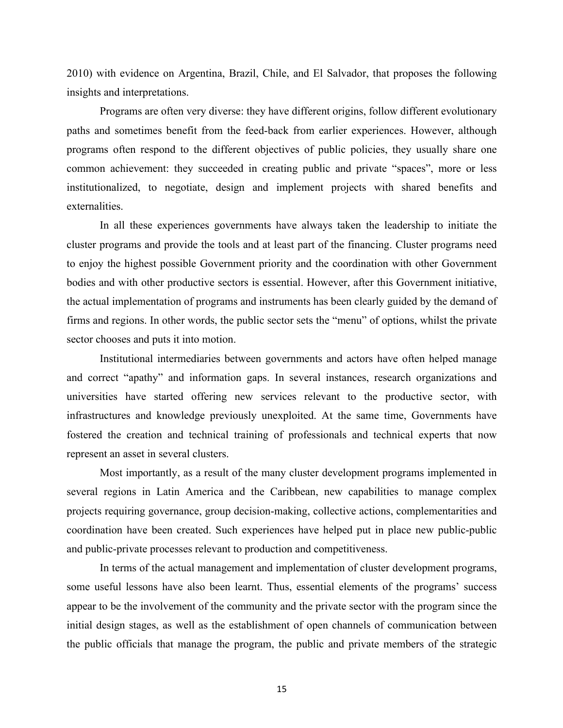2010) with evidence on Argentina, Brazil, Chile, and El Salvador, that proposes the following insights and interpretations.

Programs are often very diverse: they have different origins, follow different evolutionary paths and sometimes benefit from the feed-back from earlier experiences. However, although programs often respond to the different objectives of public policies, they usually share one common achievement: they succeeded in creating public and private "spaces", more or less institutionalized, to negotiate, design and implement projects with shared benefits and externalities.

In all these experiences governments have always taken the leadership to initiate the cluster programs and provide the tools and at least part of the financing. Cluster programs need to enjoy the highest possible Government priority and the coordination with other Government bodies and with other productive sectors is essential. However, after this Government initiative, the actual implementation of programs and instruments has been clearly guided by the demand of firms and regions. In other words, the public sector sets the "menu" of options, whilst the private sector chooses and puts it into motion.

Institutional intermediaries between governments and actors have often helped manage and correct "apathy" and information gaps. In several instances, research organizations and universities have started offering new services relevant to the productive sector, with infrastructures and knowledge previously unexploited. At the same time, Governments have fostered the creation and technical training of professionals and technical experts that now represent an asset in several clusters.

Most importantly, as a result of the many cluster development programs implemented in several regions in Latin America and the Caribbean, new capabilities to manage complex projects requiring governance, group decision-making, collective actions, complementarities and coordination have been created. Such experiences have helped put in place new public-public and public-private processes relevant to production and competitiveness.

In terms of the actual management and implementation of cluster development programs, some useful lessons have also been learnt. Thus, essential elements of the programs' success appear to be the involvement of the community and the private sector with the program since the initial design stages, as well as the establishment of open channels of communication between the public officials that manage the program, the public and private members of the strategic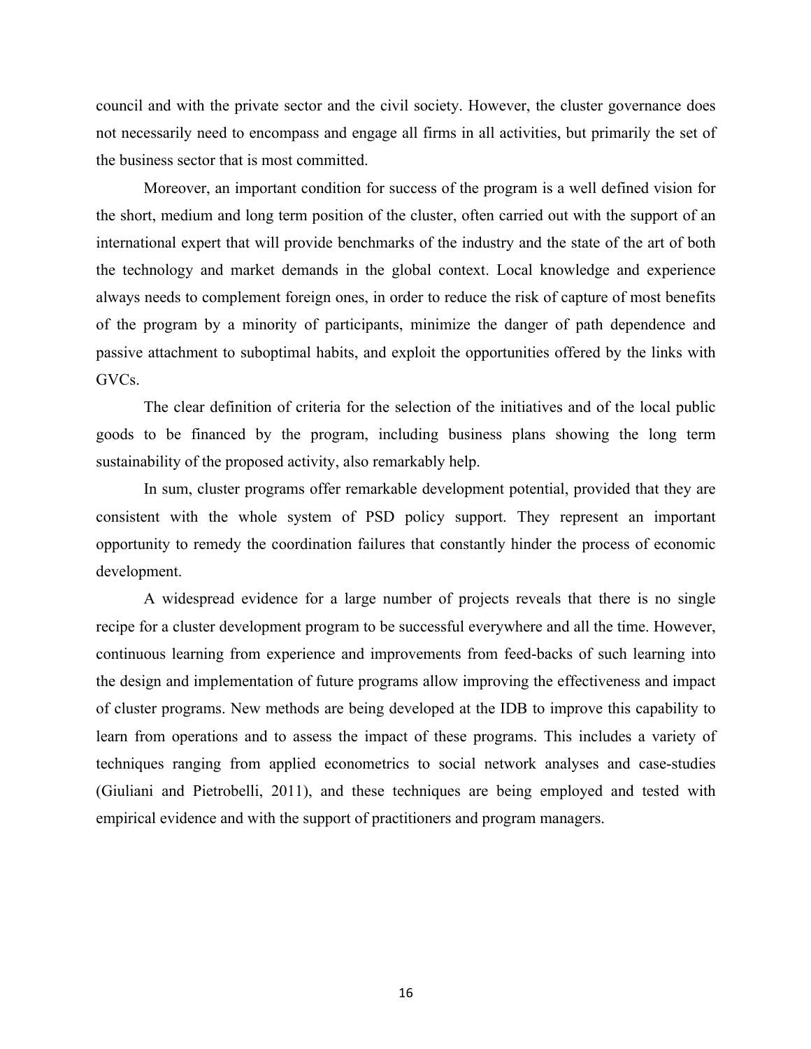council and with the private sector and the civil society. However, the cluster governance does not necessarily need to encompass and engage all firms in all activities, but primarily the set of the business sector that is most committed.

Moreover, an important condition for success of the program is a well defined vision for the short, medium and long term position of the cluster, often carried out with the support of an international expert that will provide benchmarks of the industry and the state of the art of both the technology and market demands in the global context. Local knowledge and experience always needs to complement foreign ones, in order to reduce the risk of capture of most benefits of the program by a minority of participants, minimize the danger of path dependence and passive attachment to suboptimal habits, and exploit the opportunities offered by the links with GVCs.

The clear definition of criteria for the selection of the initiatives and of the local public goods to be financed by the program, including business plans showing the long term sustainability of the proposed activity, also remarkably help.

In sum, cluster programs offer remarkable development potential, provided that they are consistent with the whole system of PSD policy support. They represent an important opportunity to remedy the coordination failures that constantly hinder the process of economic development.

A widespread evidence for a large number of projects reveals that there is no single recipe for a cluster development program to be successful everywhere and all the time. However, continuous learning from experience and improvements from feed-backs of such learning into the design and implementation of future programs allow improving the effectiveness and impact of cluster programs. New methods are being developed at the IDB to improve this capability to learn from operations and to assess the impact of these programs. This includes a variety of techniques ranging from applied econometrics to social network analyses and case-studies (Giuliani and Pietrobelli, 2011), and these techniques are being employed and tested with empirical evidence and with the support of practitioners and program managers.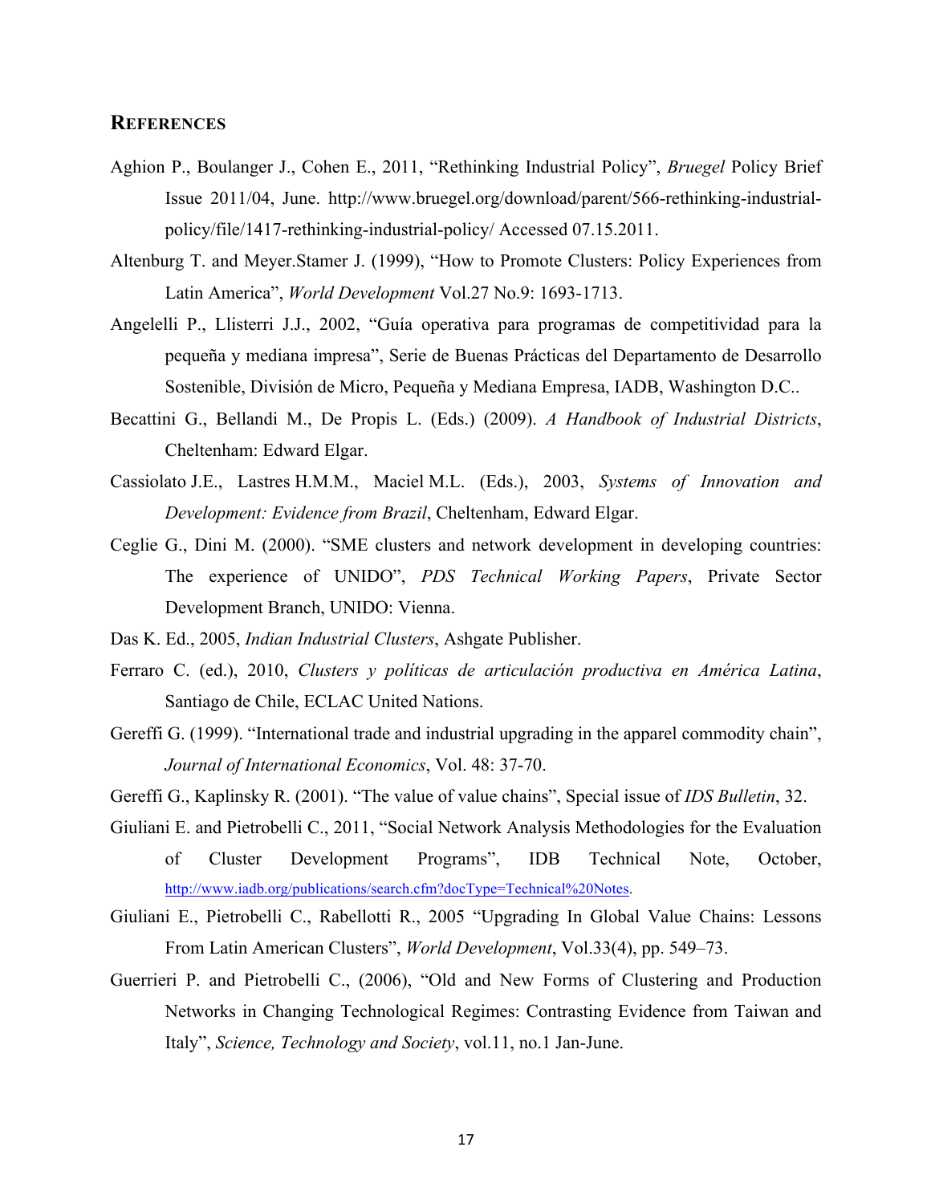## References

Aghion P., Boulanger J., Cohen E., 2011, "Rethinking Industrial Policy", *Bruegel* Policy Brief Issue 2011/04, June. http://www.bruegel.org/download/parent/566-rethinking-industrial-policy/file/1417-rethinking-industrial-policy/ Accessed 07.15.2011.

Altenburg T. and Meyer.Stamer J. (1999), "How to Promote Clusters: Policy Experiences from Latin America", *World Development* Vol.27 No.9: 1693-1713.

Angelelli P., Llisterri J.J., 2002, "Guía operativa para programas de competitividad para la pequeña y mediana impresa", Serie de Buenas Prácticas del Departamento de Desarrollo Sostenible, División de Micro, Pequeña y Mediana Empresa, IADB, Washington D.C..

Becattini G., Bellandi M., De Propis L. (Eds.) (2009). *A Handbook of Industrial Districts*, Cheltenham: Edward Elgar.

Cassiolato J.E., Lastres H.M.M., Maciel M.L. (Eds.), 2003, *Systems of Innovation and Development: Evidence from Brazil*, Cheltenham, Edward Elgar.

Ceglie G., Dini M. (2000). "SME clusters and network development in developing countries: The experience of UNIDO", *PDS Technical Working Papers*, Private Sector Development Branch, UNIDO: Vienna.

Das K. Ed., 2005, *Indian Industrial Clusters*, Ashgate Publisher.

Ferraro C. (ed.), 2010, *Clusters y políticas de articulación productiva en América Latina*, Santiago de Chile, ECLAC United Nations.

Gereffi G. (1999). "International trade and industrial upgrading in the apparel commodity chain", *Journal of International Economics*, Vol. 48: 37-70.

Gereffi G., Kaplinsky R. (2001). "The value of value chains", Special issue of *IDS Bulletin*, 32.

Giuliani E. and Pietrobelli C., 2011, "Social Network Analysis Methodologies for the Evaluation of Cluster Development Programs", IDB Technical Note, October, http://www.iadb.org/publications/search.cfm?docType=Technical%20Notes.

Giuliani E., Pietrobelli C., Rabellotti R., 2005 "Upgrading In Global Value Chains: Lessons From Latin American Clusters", *World Development*, Vol.33(4), pp. 549–73.

Guerrieri P. and Pietrobelli C., (2006), "Old and New Forms of Clustering and Production Networks in Changing Technological Regimes: Contrasting Evidence from Taiwan and Italy", *Science, Technology and Society*, vol.11, no.1 Jan-June.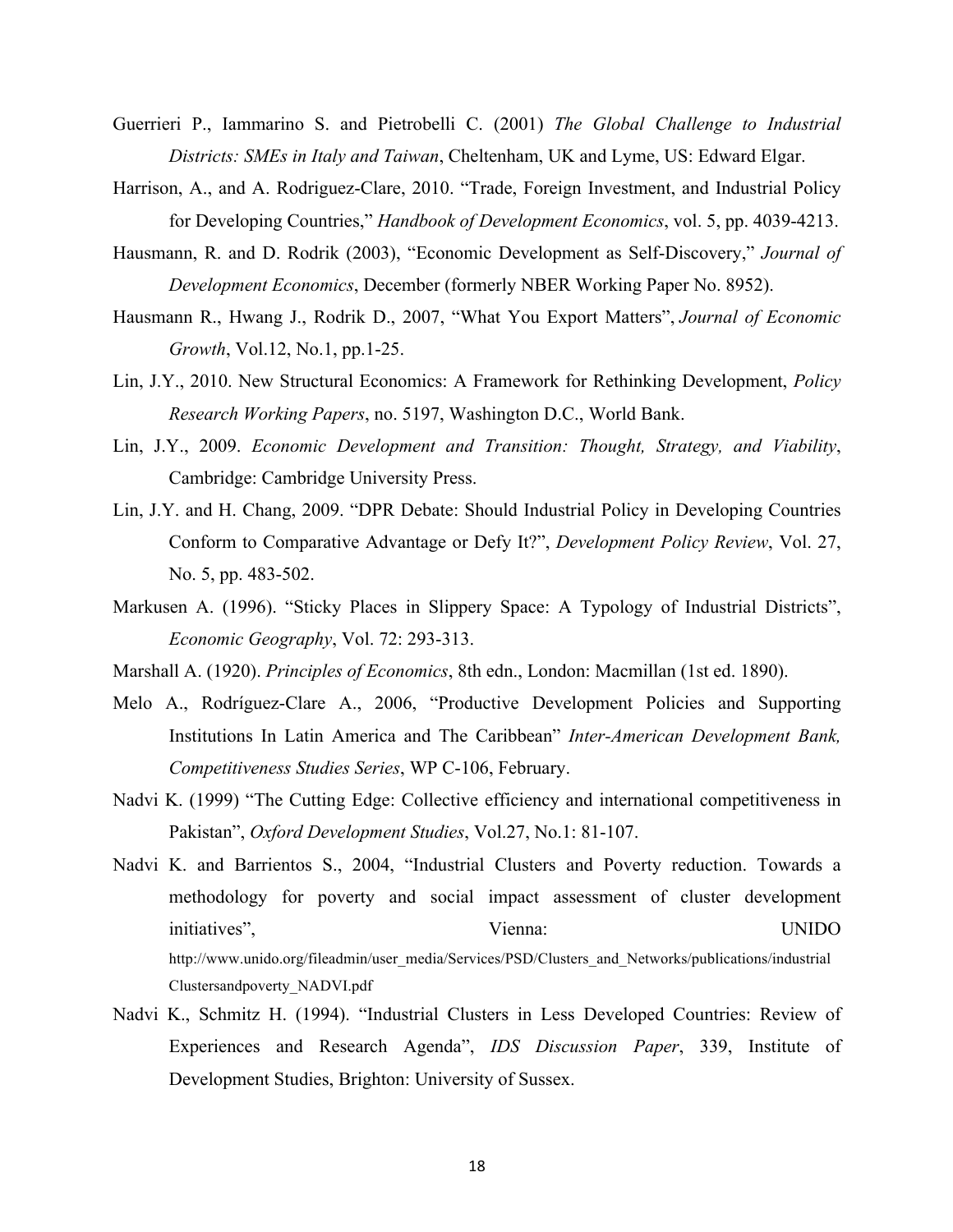Guerrieri P., Iammarino S. and Pietrobelli C. (2001) *The Global Challenge to Industrial Districts: SMEs in Italy and Taiwan*, Cheltenham, UK and Lyme, US: Edward Elgar.

Harrison, A., and A. Rodriguez-Clare, 2010. "Trade, Foreign Investment, and Industrial Policy for Developing Countries," *Handbook of Development Economics*, vol. 5, pp. 4039-4213.

Hausmann, R. and D. Rodrik (2003), "Economic Development as Self-Discovery," *Journal of Development Economics*, December (formerly NBER Working Paper No. 8952).

Hausmann R., Hwang J., Rodrik D., 2007, "What You Export Matters", *Journal of Economic Growth*, Vol.12, No.1, pp.1-25.

Lin, J.Y., 2010. New Structural Economics: A Framework for Rethinking Development, *Policy Research Working Papers*, no. 5197, Washington D.C., World Bank.

Lin, J.Y., 2009. *Economic Development and Transition: Thought, Strategy, and Viability*, Cambridge: Cambridge University Press.

Lin, J.Y. and H. Chang, 2009. "DPR Debate: Should Industrial Policy in Developing Countries Conform to Comparative Advantage or Defy It?", *Development Policy Review*, Vol. 27, No. 5, pp. 483-502.

Markusen A. (1996). "Sticky Places in Slippery Space: A Typology of Industrial Districts", *Economic Geography*, Vol. 72: 293-313.

Marshall A. (1920). *Principles of Economics*, 8th edn., London: Macmillan (1st ed. 1890).

Melo A., Rodríguez-Clare A., 2006, "Productive Development Policies and Supporting Institutions In Latin America and The Caribbean" *Inter-American Development Bank, Competitiveness Studies Series*, WP C-106, February.

Nadvi K. (1999) "The Cutting Edge: Collective efficiency and international competitiveness in Pakistan", *Oxford Development Studies*, Vol.27, No.1: 81-107.

Nadvi K. and Barrientos S., 2004, "Industrial Clusters and Poverty reduction. Towards a methodology for poverty and social impact assessment of cluster development initiatives", Vienna: UNIDO http://www.unido.org/fileadmin/user_media/Services/PSD/Clusters_and_Networks/publications/industrialClustersandpoverty_NADVI.pdf

Nadvi K., Schmitz H. (1994). "Industrial Clusters in Less Developed Countries: Review of Experiences and Research Agenda", *IDS Discussion Paper*, 339, Institute of Development Studies, Brighton: University of Sussex.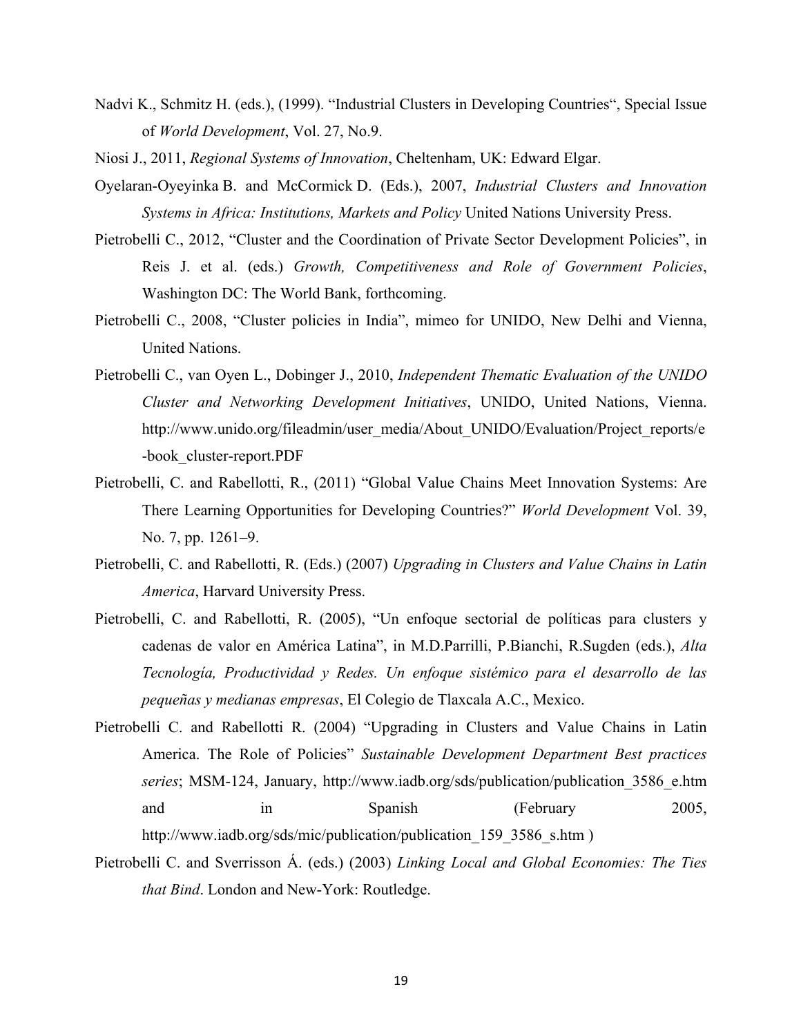Nadvi K., Schmitz H. (eds.), (1999). "Industrial Clusters in Developing Countries", Special Issue of *World Development*, Vol. 27, No.9.

Niosi J., 2011, *Regional Systems of Innovation*, Cheltenham, UK: Edward Elgar.

Oyelaran-Oyeyinka B. and McCormick D. (Eds.), 2007, *Industrial Clusters and Innovation Systems in Africa: Institutions, Markets and Policy* United Nations University Press.

Pietrobelli C., 2012, "Cluster and the Coordination of Private Sector Development Policies", in Reis J. et al. (eds.) *Growth, Competitiveness and Role of Government Policies*, Washington DC: The World Bank, forthcoming.

Pietrobelli C., 2008, "Cluster policies in India", mimeo for UNIDO, New Delhi and Vienna, United Nations.

Pietrobelli C., van Oyen L., Dobinger J., 2010, *Independent Thematic Evaluation of the UNIDO Cluster and Networking Development Initiatives*, UNIDO, United Nations, Vienna. http://www.unido.org/fileadmin/user_media/About_UNIDO/Evaluation/Project_reports/e-book_cluster-report.PDF

Pietrobelli, C. and Rabellotti, R., (2011) "Global Value Chains Meet Innovation Systems: Are There Learning Opportunities for Developing Countries?" *World Development* Vol. 39, No. 7, pp. 1261–9.

Pietrobelli, C. and Rabellotti, R. (Eds.) (2007) *Upgrading in Clusters and Value Chains in Latin America*, Harvard University Press.

Pietrobelli, C. and Rabellotti, R. (2005), "Un enfoque sectorial de políticas para clusters y cadenas de valor en América Latina", in M.D.Parrilli, P.Bianchi, R.Sugden (eds.), *Alta Tecnología, Productividad y Redes. Un enfoque sistémico para el desarrollo de las pequeñas y medianas empresas*, El Colegio de Tlaxcala A.C., Mexico.

Pietrobelli C. and Rabellotti R. (2004) "Upgrading in Clusters and Value Chains in Latin America. The Role of Policies" *Sustainable Development Department Best practices series*; MSM-124, January, http://www.iadb.org/sds/publication/publication_3586_e.htm and in Spanish (February 2005, http://www.iadb.org/sds/mic/publication/publication_159_3586_s.htm )

Pietrobelli C. and Sverrisson Á. (eds.) (2003) *Linking Local and Global Economies: The Ties that Bind*. London and New-York: Routledge.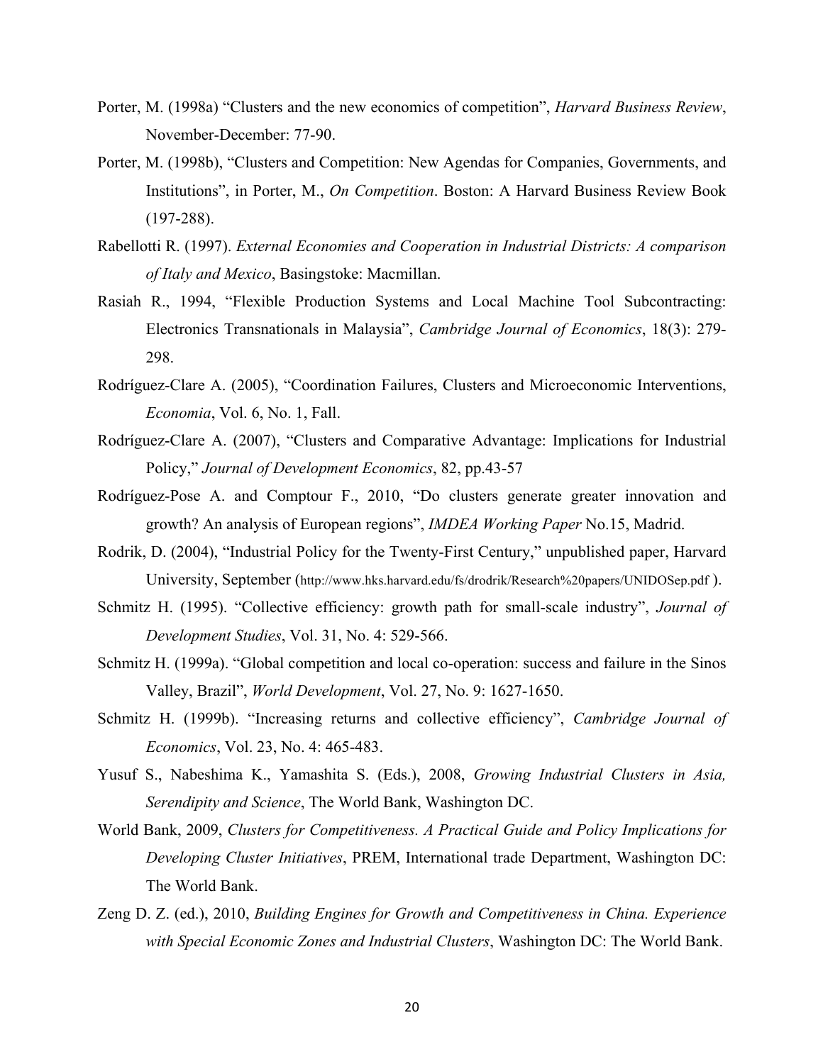Porter, M. (1998a) “Clusters and the new economics of competition”, *Harvard Business Review*, November-December: 77-90.

Porter, M. (1998b), “Clusters and Competition: New Agendas for Companies, Governments, and Institutions”, in Porter, M., *On Competition*. Boston: A Harvard Business Review Book (197-288).

Rabellotti R. (1997). *External Economies and Cooperation in Industrial Districts: A comparison of Italy and Mexico*, Basingstoke: Macmillan.

Rasiah R., 1994, “Flexible Production Systems and Local Machine Tool Subcontracting: Electronics Transnationals in Malaysia”, *Cambridge Journal of Economics*, 18(3): 279-298.

Rodríguez-Clare A. (2005), “Coordination Failures, Clusters and Microeconomic Interventions, *Economia*, Vol. 6, No. 1, Fall.

Rodríguez-Clare A. (2007), “Clusters and Comparative Advantage: Implications for Industrial Policy,” *Journal of Development Economics*, 82, pp.43-57

Rodríguez-Pose A. and Comptour F., 2010, “Do clusters generate greater innovation and growth? An analysis of European regions”, *IMDEA Working Paper* No.15, Madrid.

Rodrik, D. (2004), “Industrial Policy for the Twenty-First Century,” unpublished paper, Harvard University, September (http://www.hks.harvard.edu/fs/drodrik/Research%20papers/UNIDOSep.pdf ).

Schmitz H. (1995). “Collective efficiency: growth path for small-scale industry”, *Journal of Development Studies*, Vol. 31, No. 4: 529-566.

Schmitz H. (1999a). “Global competition and local co-operation: success and failure in the Sinos Valley, Brazil”, *World Development*, Vol. 27, No. 9: 1627-1650.

Schmitz H. (1999b). “Increasing returns and collective efficiency”, *Cambridge Journal of Economics*, Vol. 23, No. 4: 465-483.

Yusuf S., Nabeshima K., Yamashita S. (Eds.), 2008, *Growing Industrial Clusters in Asia, Serendipity and Science*, The World Bank, Washington DC.

World Bank, 2009, *Clusters for Competitiveness. A Practical Guide and Policy Implications for Developing Cluster Initiatives*, PREM, International trade Department, Washington DC: The World Bank.

Zeng D. Z. (ed.), 2010, *Building Engines for Growth and Competitiveness in China. Experience with Special Economic Zones and Industrial Clusters*, Washington DC: The World Bank.